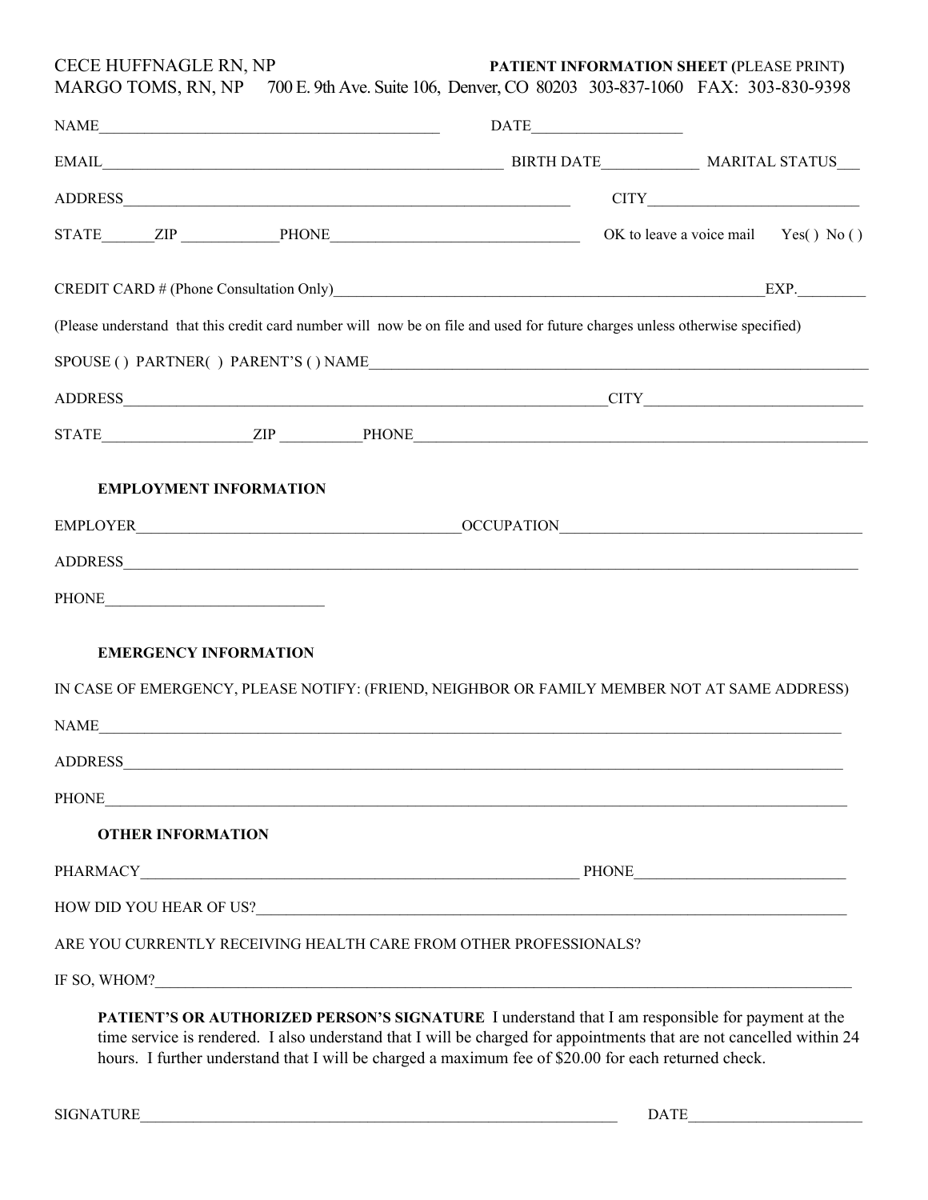CECE HUFFNAGLE RN, NP **PATIENT INFORMATION SHEET (**PLEASE PRINT**)**

MARGO TOMS, RN, NP 700 E. 9th Ave. Suite 106, Denver, CO 80203 303-837-1060 FAX: 303-830-9398

NAME____________________________________________ DATE____________________

EMAIL____________________________________________________ BIRTH DATE_____________ MARITAL STATUS___

ADDRESS___________________________________________________________ CITY____________________________

STATE_______ZIP _____________PHONE_________________________________ OK to leave a voice mail Yes( ) No ( )

CREDIT CARD # (Phone Consultation Only)__________________________________________________________EXP._________

(Please understand that this credit card number will now be on file and used for future charges unless otherwise specified)

SPOUSE ( ) PARTNER( ) PARENT'S ( ) NAME__________________________________________________________________

ADDRESS_________________________________________________________________CITY______________________________

STATE____________________ZIP ___________PHONE______________________________________________________________

**EMPLOYMENT INFORMATION**

EMPLOYER___________________________________________OCCUPATION_________________________________________

ADDRESS______________________________________________________________________________________________

PHONE_____________________________

**EMERGENCY INFORMATION**

IN CASE OF EMERGENCY, PLEASE NOTIFY: (FRIEND, NEIGHBOR OR FAMILY MEMBER NOT AT SAME ADDRESS)

NAME________________________________________________________________________________________________

ADDRESS______________________________________________________________________________________________

PHONE________________________________________________________________________________________________

**OTHER INFORMATION**

PHARMACY__________________________________________________________ PHONE____________________________

HOW DID YOU HEAR OF US?_____________________________________________________________________________

ARE YOU CURRENTLY RECEIVING HEALTH CARE FROM OTHER PROFESSIONALS?

IF SO, WHOM?_________________________________________________________________________________________

**PATIENT'S OR AUTHORIZED PERSON'S SIGNATURE** I understand that I am responsible for payment at the time service is rendered. I also understand that I will be charged for appointments that are not cancelled within 24 hours. I further understand that I will be charged a maximum fee of $20.00 for each returned check.

SIGNATURE______________________________________________________________ DATE________________________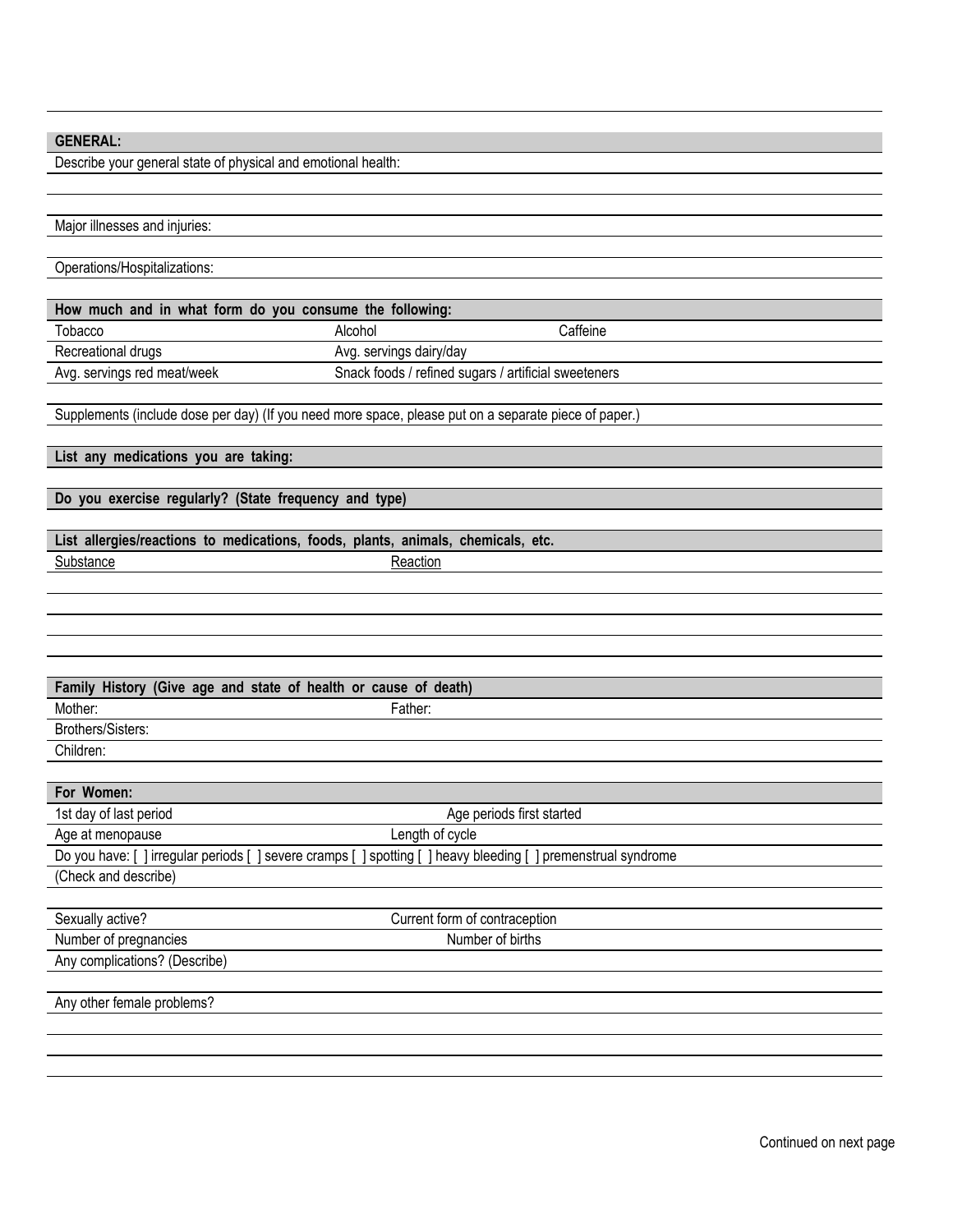**GENERAL:**

Describe your general state of physical and emotional health:

Major illnesses and injuries:

Operations/Hospitalizations:

**How much and in what form do you consume the following:**

| Tobacco | Alcohol | Caffeine |
|---|---|---|
| Recreational drugs | Avg. servings dairy/day | |
| Avg. servings red meat/week | Snack foods / refined sugars / artificial sweeteners | |

Supplements (include dose per day) (If you need more space, please put on a separate piece of paper.)

**List any medications you are taking:**

**Do you exercise regularly? (State frequency and type)**

**List allergies/reactions to medications, foods, plants, animals, chemicals, etc.**

| Substance | Reaction |
|---|---|
| | |
| | |
| | |
| | |

**Family History (Give age and state of health or cause of death)**

| Mother: | Father: |
|---|---|
| Brothers/Sisters: | |
| Children: | |

**For Women:**

| 1st day of last period | Age periods first started |
|---|---|
| Age at menopause | Length of cycle |

Do you have: [ ] irregular periods [ ] severe cramps [ ] spotting [ ] heavy bleeding [ ] premenstrual syndrome
(Check and describe)

| Sexually active? | Current form of contraception |
|---|---|
| Number of pregnancies | Number of births |

Any complications? (Describe)

Any other female problems?

Continued on next page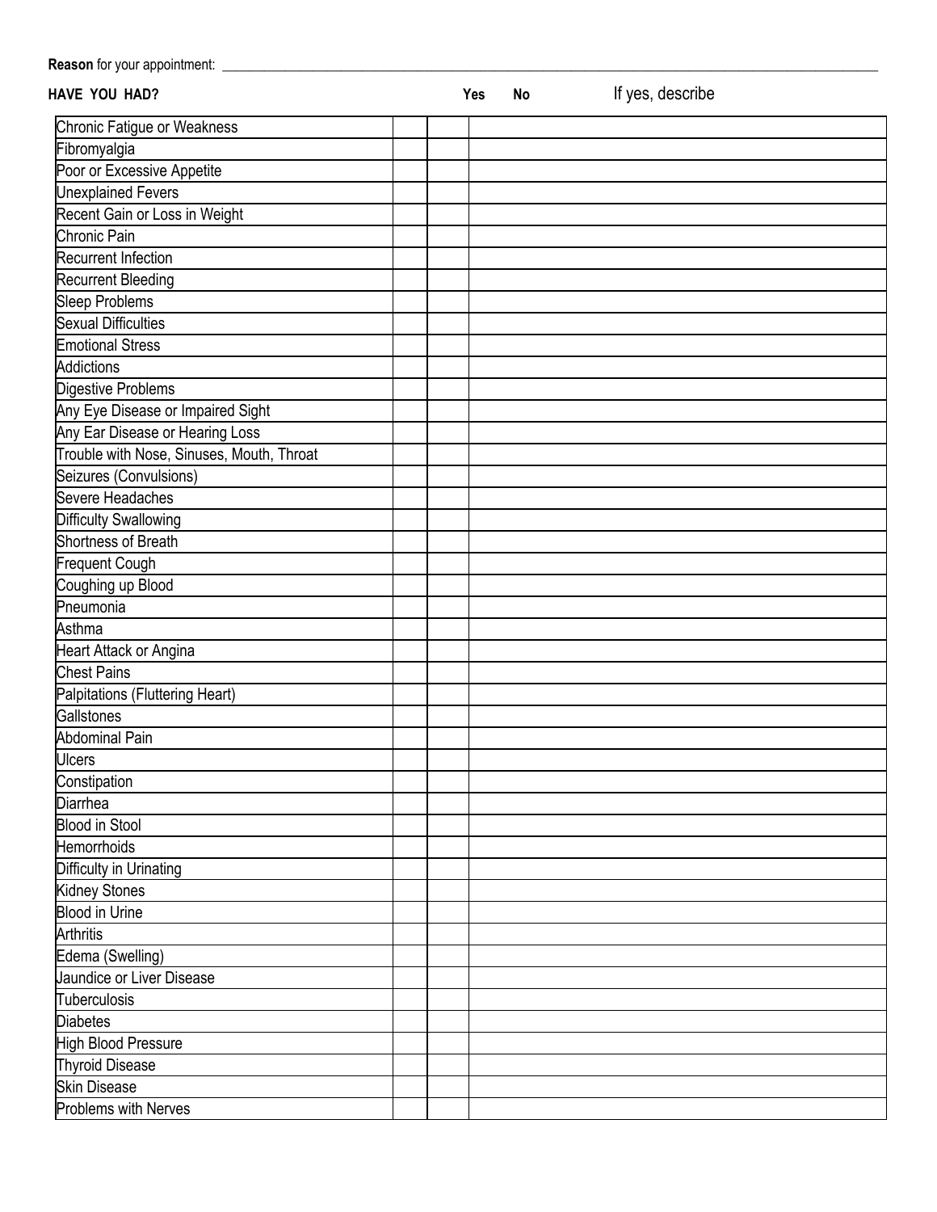**Reason** for your appointment: ___________________________________________________________________________________

| HAVE YOU HAD? | Yes | No | If yes, describe |
|---|---|---|---|
| Chronic Fatigue or Weakness | | | |
| Fibromyalgia | | | |
| Poor or Excessive Appetite | | | |
| Unexplained Fevers | | | |
| Recent Gain or Loss in Weight | | | |
| Chronic Pain | | | |
| Recurrent Infection | | | |
| Recurrent Bleeding | | | |
| Sleep Problems | | | |
| Sexual Difficulties | | | |
| Emotional Stress | | | |
| Addictions | | | |
| Digestive Problems | | | |
| Any Eye Disease or Impaired Sight | | | |
| Any Ear Disease or Hearing Loss | | | |
| Trouble with Nose, Sinuses, Mouth, Throat | | | |
| Seizures (Convulsions) | | | |
| Severe Headaches | | | |
| Difficulty Swallowing | | | |
| Shortness of Breath | | | |
| Frequent Cough | | | |
| Coughing up Blood | | | |
| Pneumonia | | | |
| Asthma | | | |
| Heart Attack or Angina | | | |
| Chest Pains | | | |
| Palpitations (Fluttering Heart) | | | |
| Gallstones | | | |
| Abdominal Pain | | | |
| Ulcers | | | |
| Constipation | | | |
| Diarrhea | | | |
| Blood in Stool | | | |
| Hemorrhoids | | | |
| Difficulty in Urinating | | | |
| Kidney Stones | | | |
| Blood in Urine | | | |
| Arthritis | | | |
| Edema (Swelling) | | | |
| Jaundice or Liver Disease | | | |
| Tuberculosis | | | |
| Diabetes | | | |
| High Blood Pressure | | | |
| Thyroid Disease | | | |
| Skin Disease | | | |
| Problems with Nerves | | | |